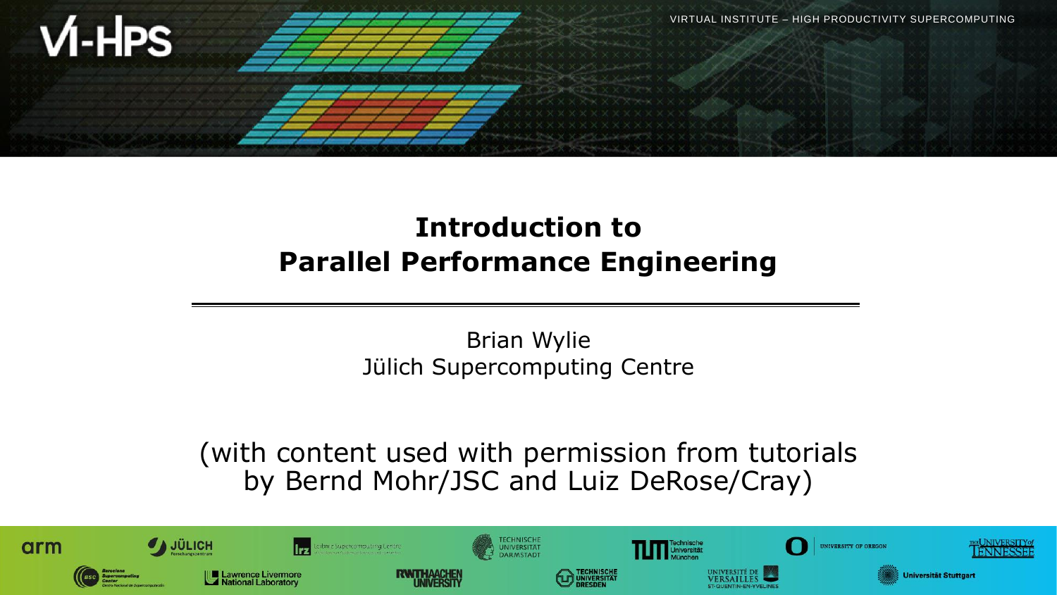# Introduction to Parallel Performance Engineering

Brian Wylie
Jülich Supercomputing Centre

(with content used with permission from tutorials by Bernd Mohr/JSC and Luiz DeRose/Cray)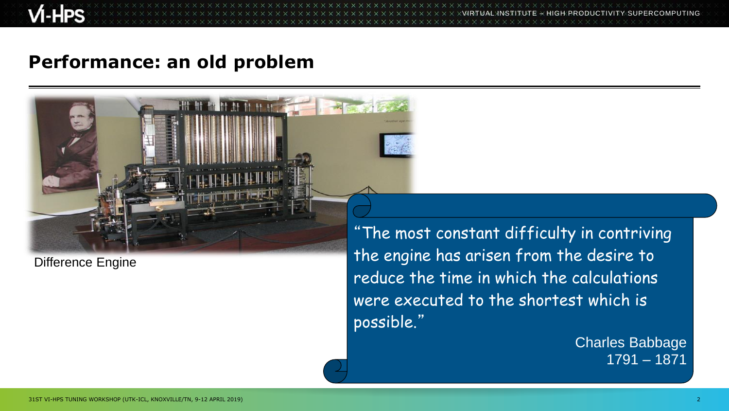## Performance: an old problem

Difference Engine

"The most constant difficulty in contriving the engine has arisen from the desire to reduce the time in which the calculations were executed to the shortest which is possible."

Charles Babbage
1791 – 1871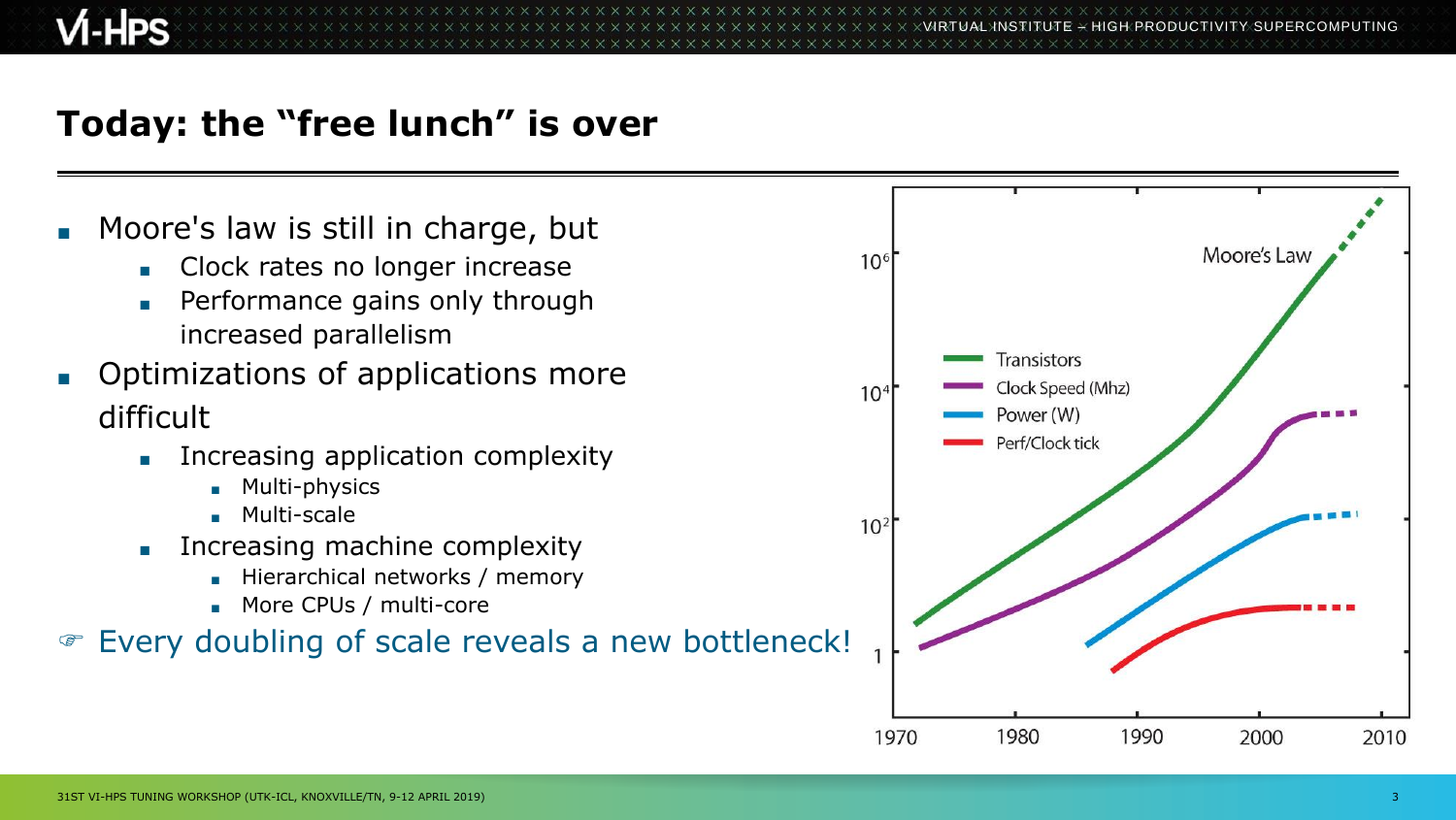# Today: the "free lunch" is over

- Moore's law is still in charge, but
  - Clock rates no longer increase
  - Performance gains only through increased parallelism
- Optimizations of applications more difficult
  - Increasing application complexity
    - Multi-physics
    - Multi-scale
  - Increasing machine complexity
    - Hierarchical networks / memory
    - More CPUs / multi-core

☞ Every doubling of scale reveals a new bottleneck!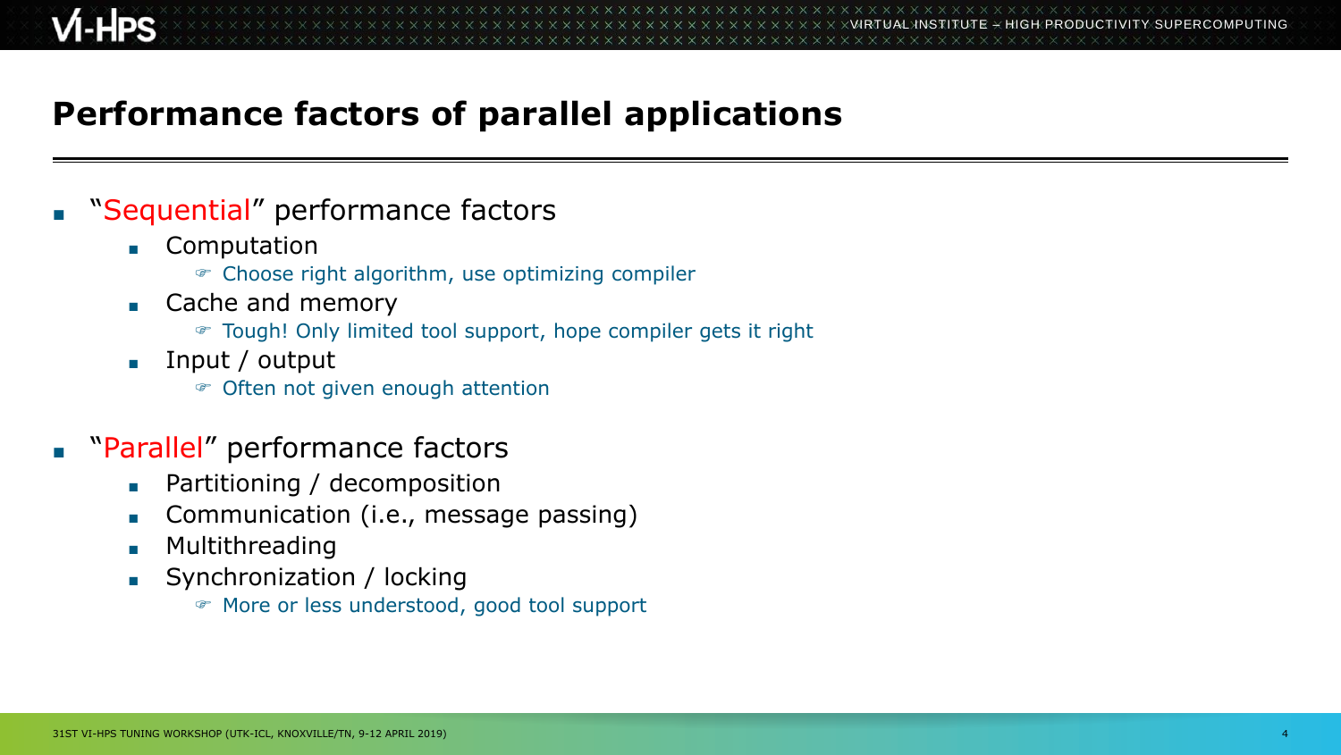# Performance factors of parallel applications

- "Sequential" performance factors
  - Computation
    - ☞ Choose right algorithm, use optimizing compiler
  - Cache and memory
    - ☞ Tough! Only limited tool support, hope compiler gets it right
  - Input / output
    - ☞ Often not given enough attention
- "Parallel" performance factors
  - Partitioning / decomposition
  - Communication (i.e., message passing)
  - Multithreading
  - Synchronization / locking
    - ☞ More or less understood, good tool support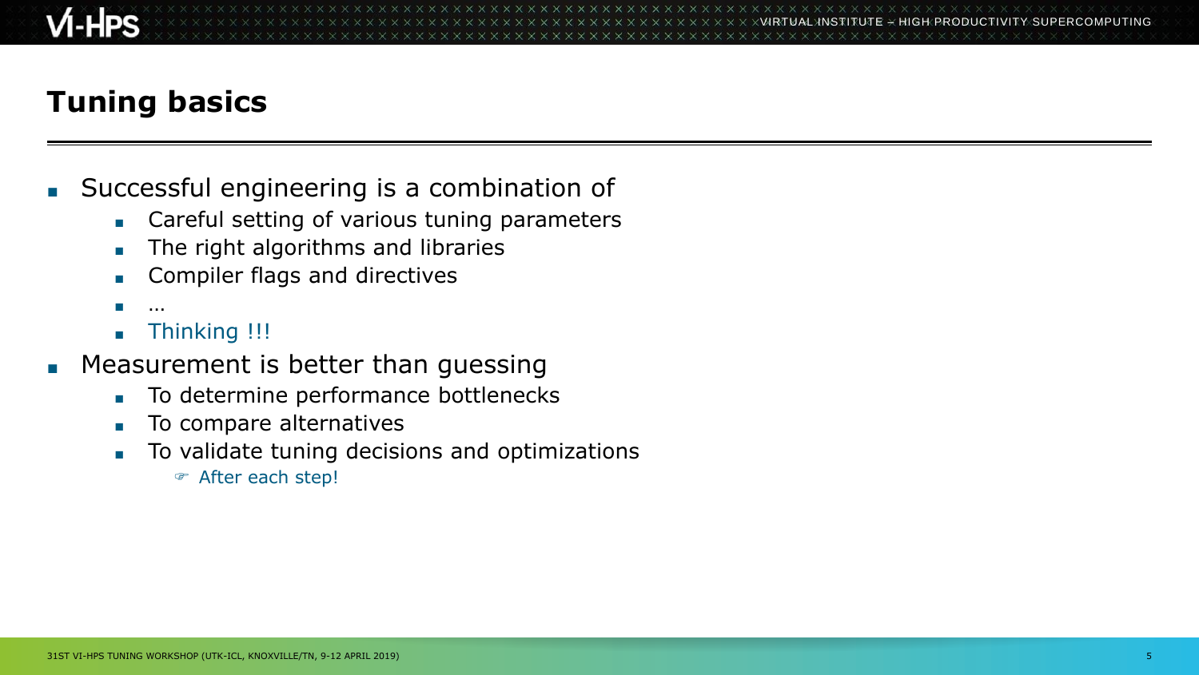# Tuning basics

- Successful engineering is a combination of
  - Careful setting of various tuning parameters
  - The right algorithms and libraries
  - Compiler flags and directives
  - …
  - Thinking !!!
- Measurement is better than guessing
  - To determine performance bottlenecks
  - To compare alternatives
  - To validate tuning decisions and optimizations
    - ☞ After each step!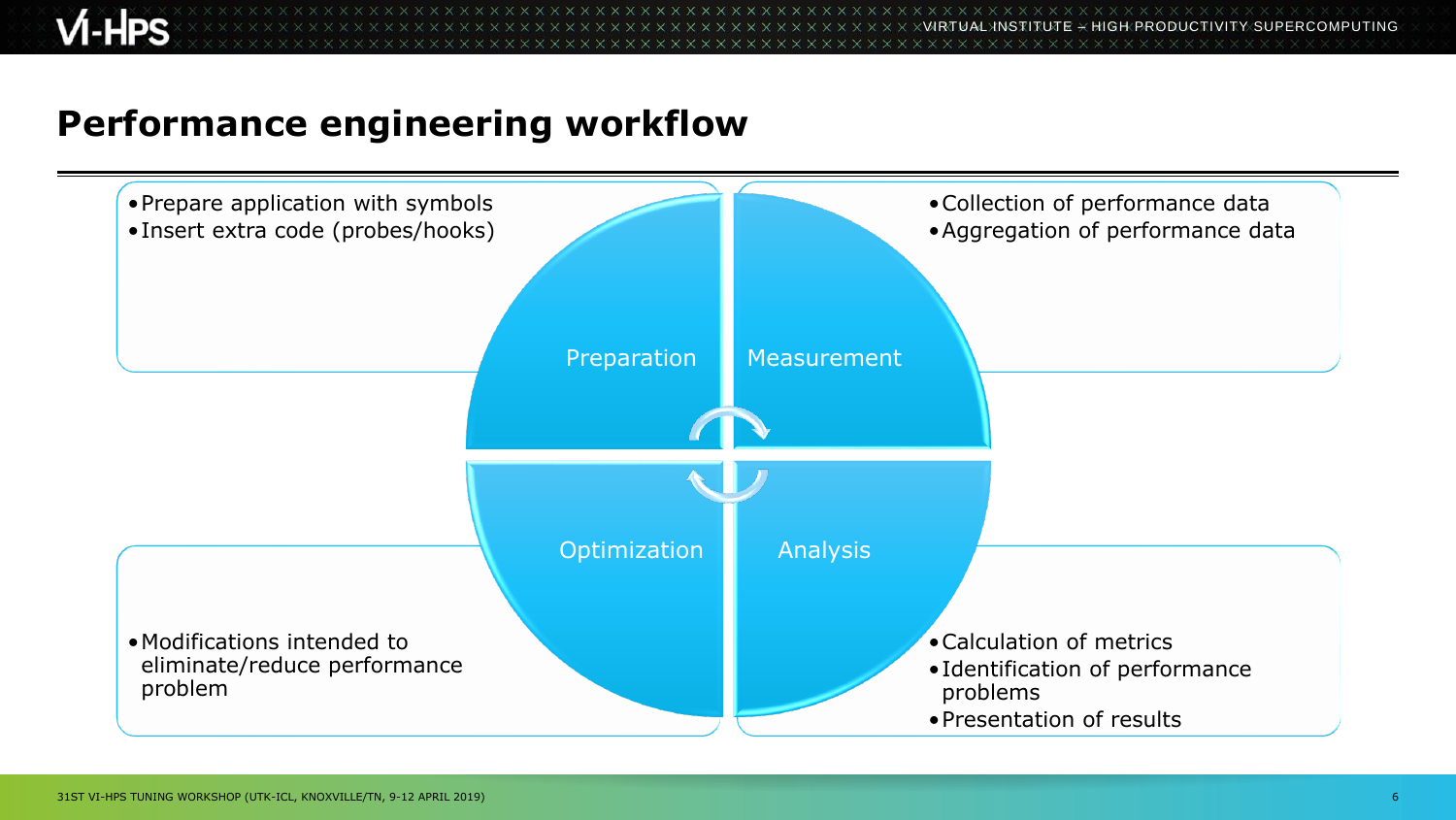# Performance engineering workflow

**Preparation**

- Prepare application with symbols
- Insert extra code (probes/hooks)

**Measurement**

- Collection of performance data
- Aggregation of performance data

**Analysis**

- Calculation of metrics
- Identification of performance problems
- Presentation of results

**Optimization**

- Modifications intended to eliminate/reduce performance problem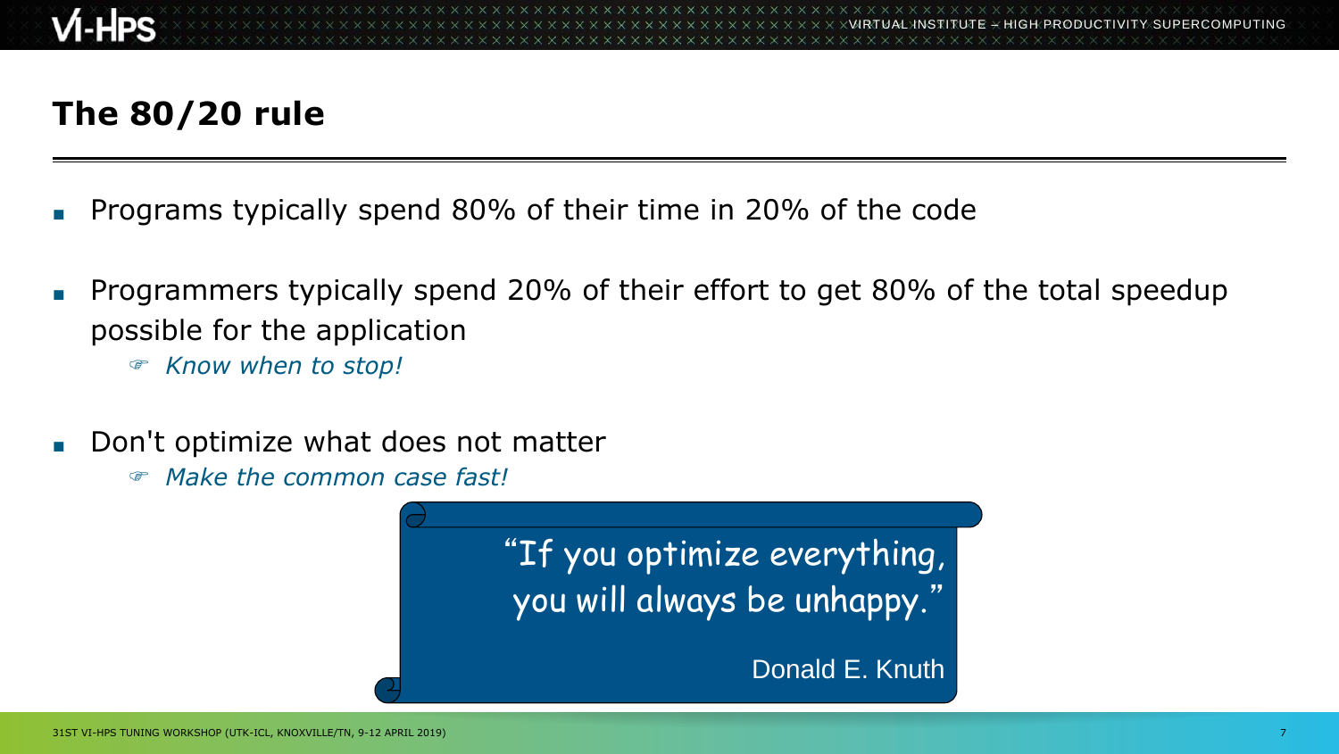# The 80/20 rule

- Programs typically spend 80% of their time in 20% of the code
- Programmers typically spend 20% of their effort to get 80% of the total speedup possible for the application
  - *Know when to stop!*
- Don't optimize what does not matter
  - *Make the common case fast!*

> "If you optimize everything, you will always be unhappy."
>
> Donald E. Knuth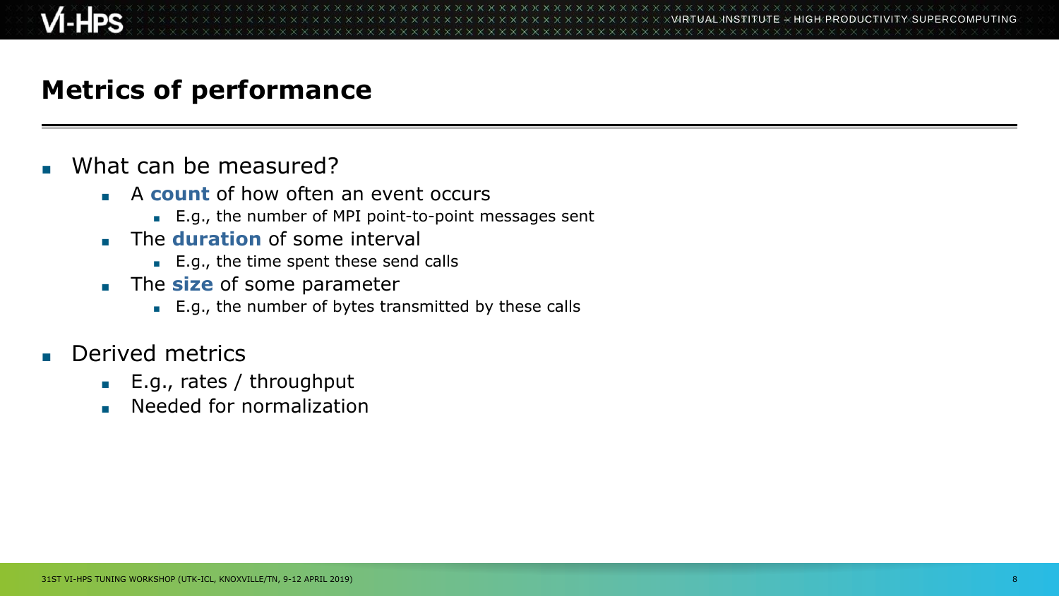# Metrics of performance

- What can be measured?
  - A **count** of how often an event occurs
    - E.g., the number of MPI point-to-point messages sent
  - The **duration** of some interval
    - E.g., the time spent these send calls
  - The **size** of some parameter
    - E.g., the number of bytes transmitted by these calls
- Derived metrics
  - E.g., rates / throughput
  - Needed for normalization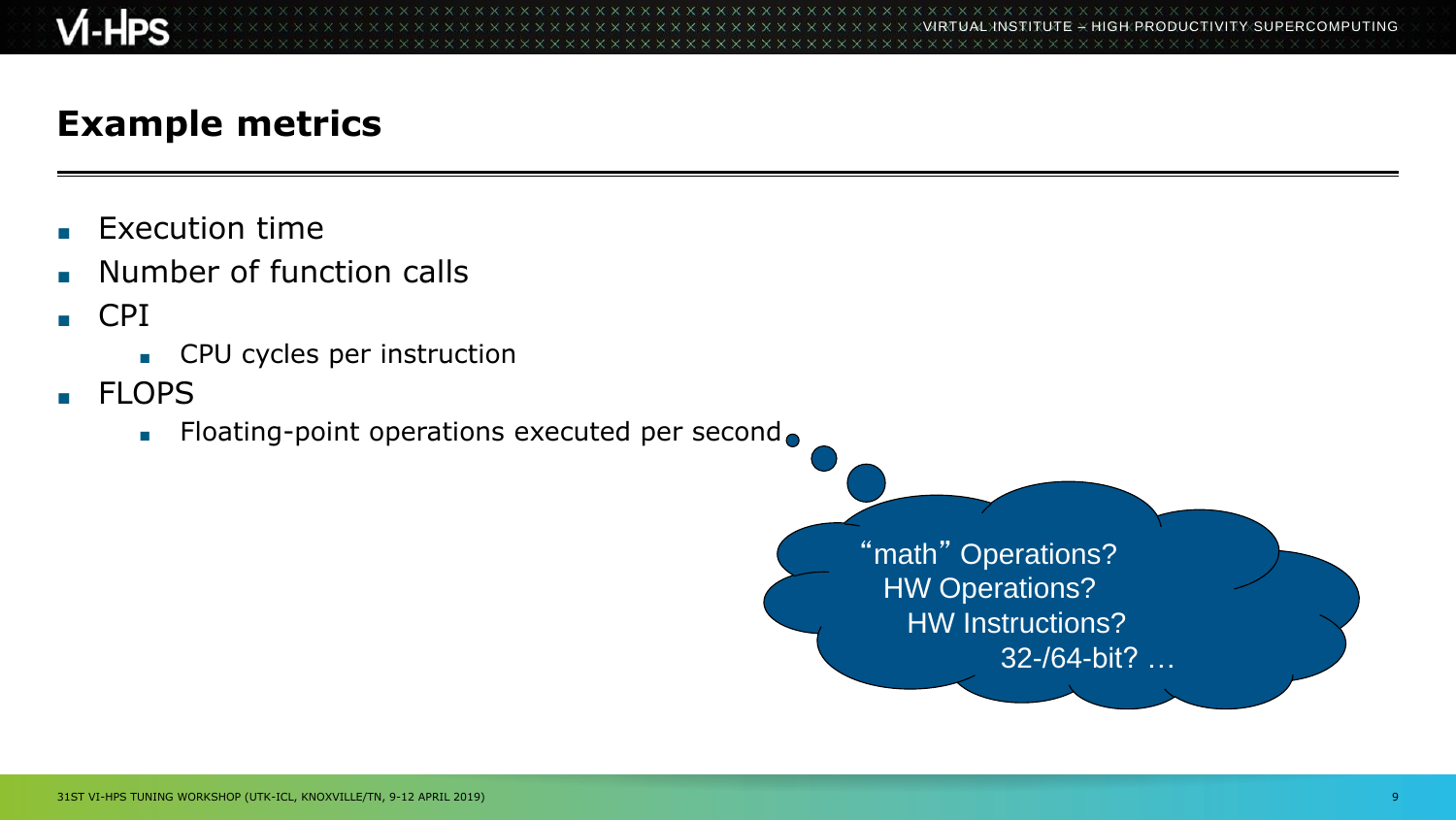# Example metrics

- Execution time
- Number of function calls
- CPI
  - CPU cycles per instruction
- FLOPS
  - Floating-point operations executed per second

"math" Operations?
HW Operations?
HW Instructions?
32-/64-bit? …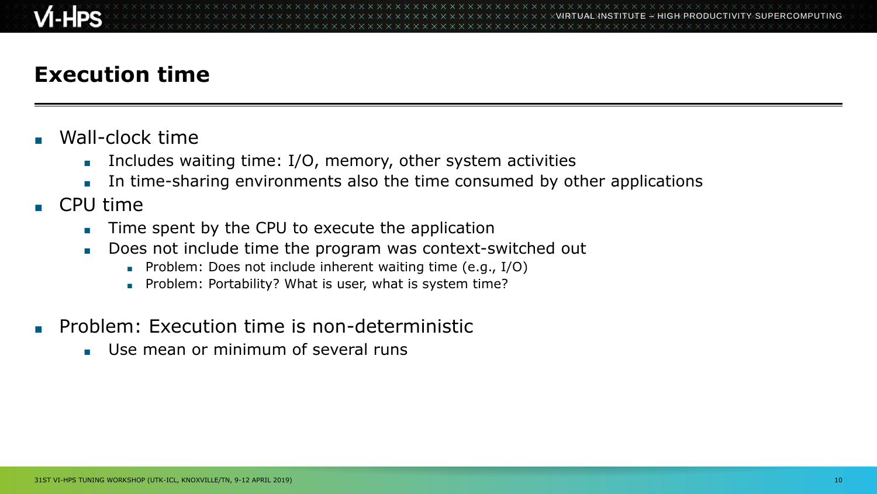# Execution time

- Wall-clock time
  - Includes waiting time: I/O, memory, other system activities
  - In time-sharing environments also the time consumed by other applications
- CPU time
  - Time spent by the CPU to execute the application
  - Does not include time the program was context-switched out
    - Problem: Does not include inherent waiting time (e.g., I/O)
    - Problem: Portability? What is user, what is system time?
- Problem: Execution time is non-deterministic
  - Use mean or minimum of several runs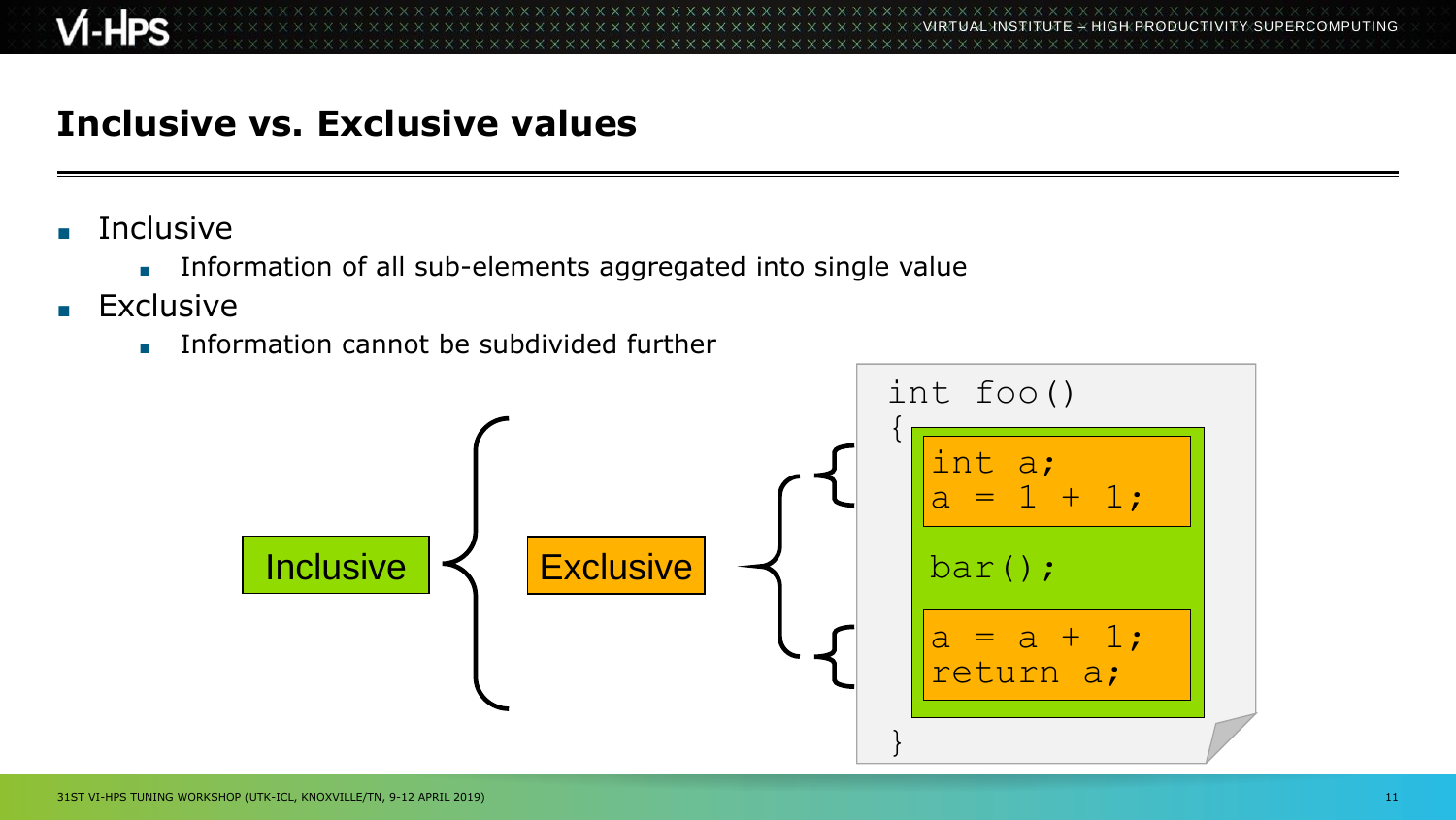# Inclusive vs. Exclusive values

- Inclusive
  - Information of all sub-elements aggregated into single value
- Exclusive
  - Information cannot be subdivided further

Inclusive — Exclusive

```
int foo()
{
    int a;
    a = 1 + 1;

    bar();

    a = a + 1;
    return a;
}
```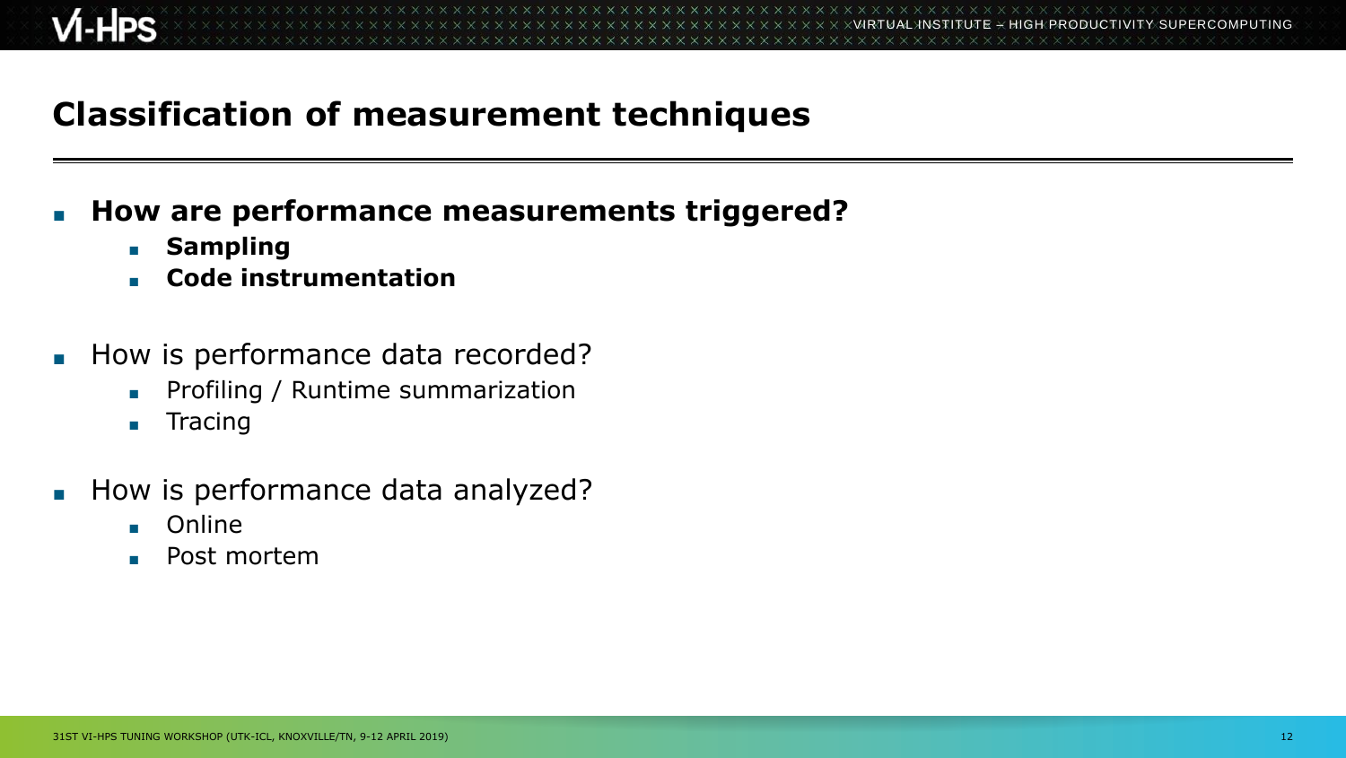## Classification of measurement techniques

- **How are performance measurements triggered?**
  - **Sampling**
  - **Code instrumentation**

- How is performance data recorded?
  - Profiling / Runtime summarization
  - Tracing

- How is performance data analyzed?
  - Online
  - Post mortem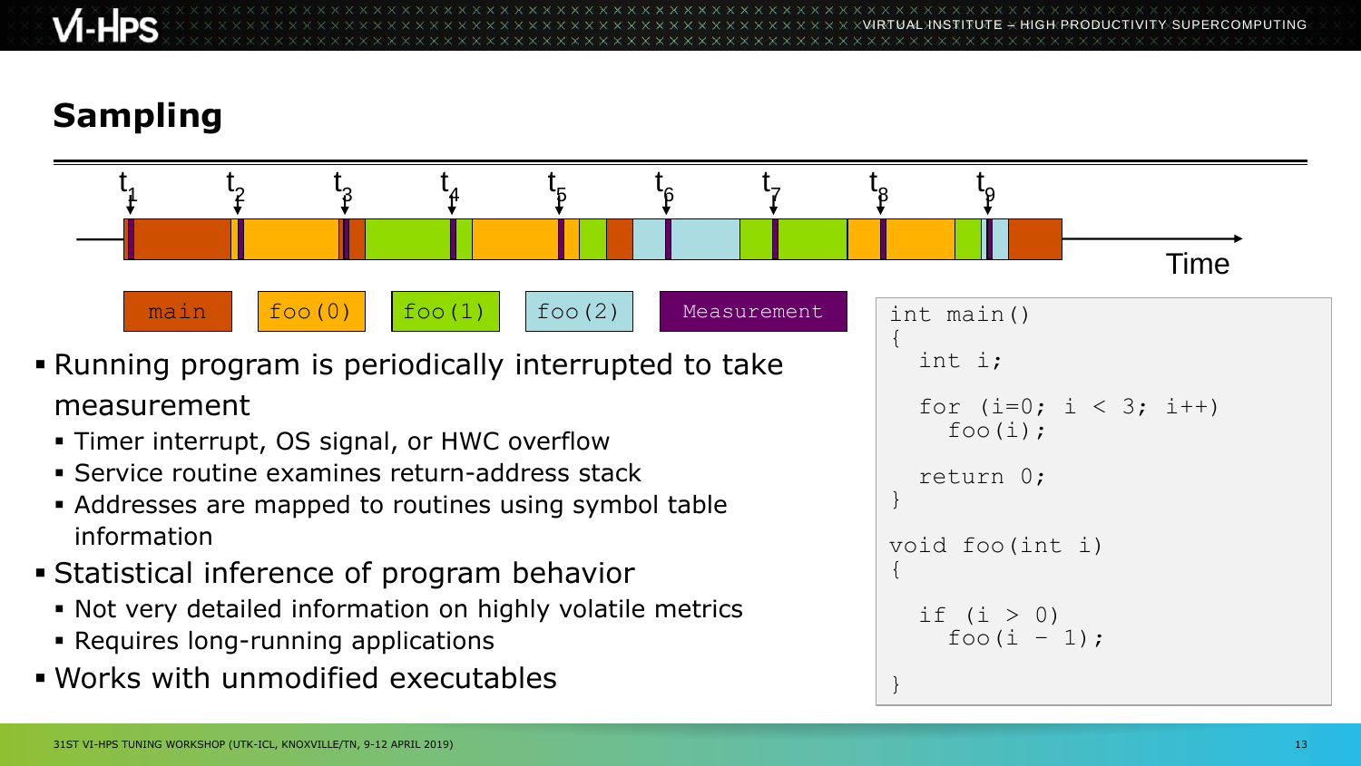# Sampling

$t_1$ $t_2$ $t_3$ $t_4$ $t_5$ $t_6$ $t_7$ $t_8$ $t_9$

Time

main | foo(0) | foo(1) | foo(2) | Measurement

- Running program is periodically interrupted to take measurement
  - Timer interrupt, OS signal, or HWC overflow
  - Service routine examines return-address stack
  - Addresses are mapped to routines using symbol table information
- Statistical inference of program behavior
  - Not very detailed information on highly volatile metrics
  - Requires long-running applications
- Works with unmodified executables

```
int main()
{
  int i;

  for (i=0; i < 3; i++)
    foo(i);

  return 0;
}

void foo(int i)
{

  if (i > 0)
    foo(i - 1);

}
```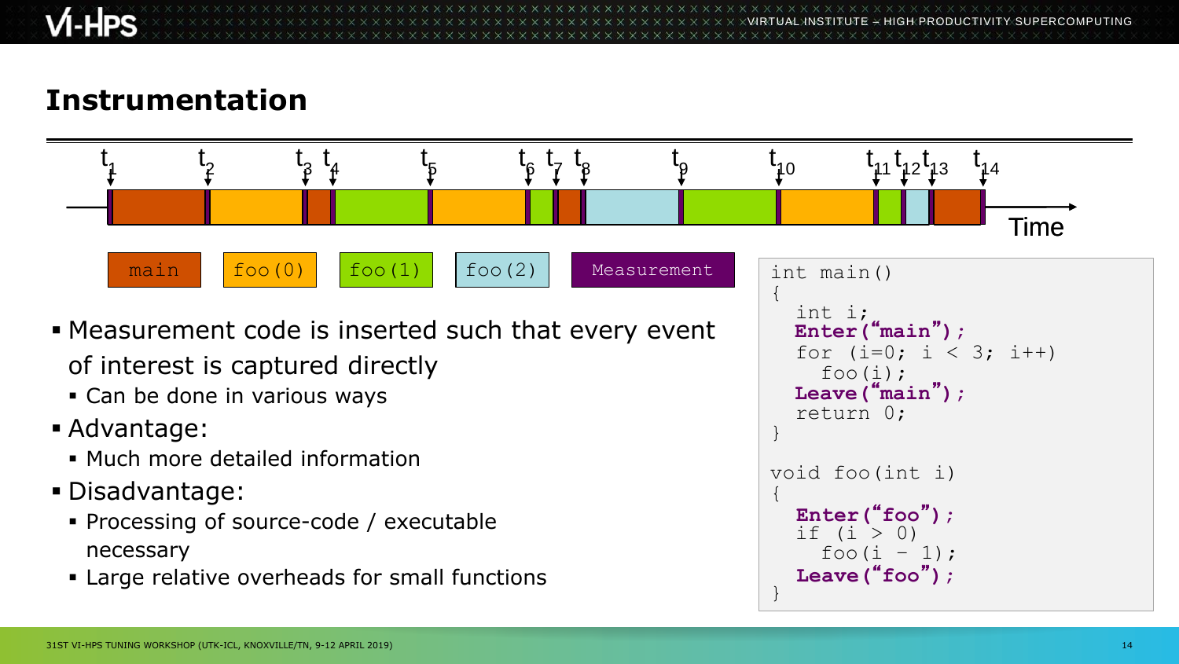# Instrumentation

$t_1$ $t_2$ $t_3$ $t_4$ $t_5$ $t_6$ $t_7$ $t_8$ $t_9$ $t_{10}$ $t_{11}$ $t_{12}$ $t_{13}$ $t_{14}$

Time

main | foo(0) | foo(1) | foo(2) | Measurement

- Measurement code is inserted such that every event of interest is captured directly
  - Can be done in various ways
- Advantage:
  - Much more detailed information
- Disadvantage:
  - Processing of source-code / executable necessary
  - Large relative overheads for small functions

```
int main()
{
  int i;
  Enter("main");
  for (i=0; i < 3; i++)
    foo(i);
  Leave("main");
  return 0;
}

void foo(int i)
{
  Enter("foo");
  if (i > 0)
    foo(i - 1);
  Leave("foo");
}
```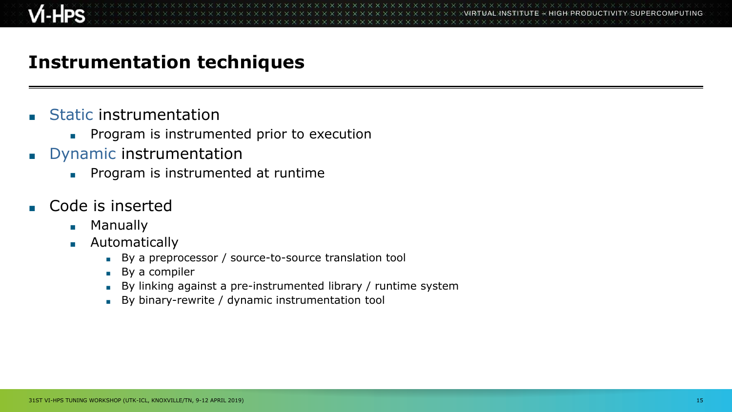# Instrumentation techniques

- Static instrumentation
  - Program is instrumented prior to execution
- Dynamic instrumentation
  - Program is instrumented at runtime

- Code is inserted
  - Manually
  - Automatically
    - By a preprocessor / source-to-source translation tool
    - By a compiler
    - By linking against a pre-instrumented library / runtime system
    - By binary-rewrite / dynamic instrumentation tool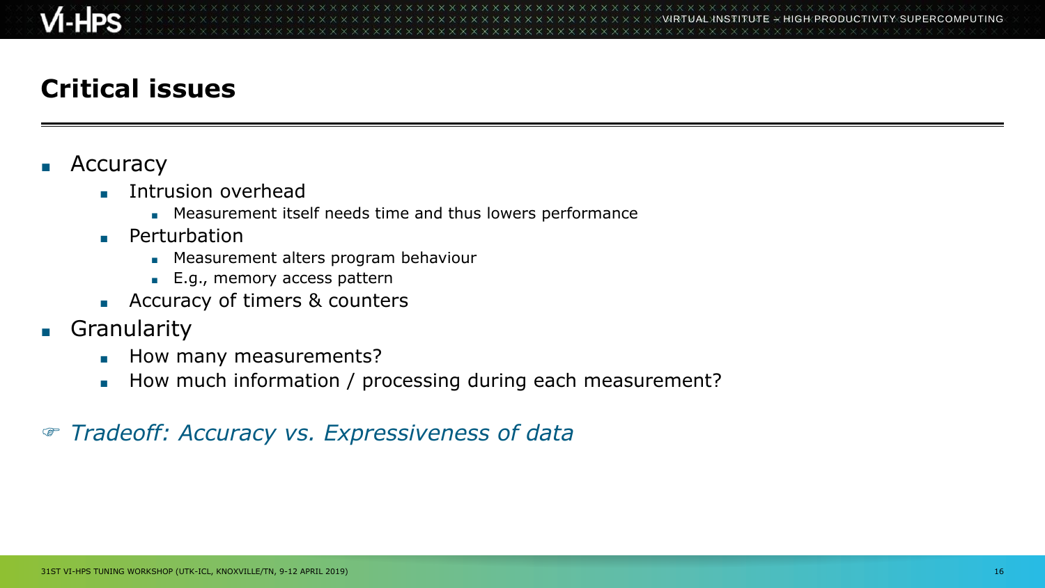# Critical issues

- Accuracy
  - Intrusion overhead
    - Measurement itself needs time and thus lowers performance
  - Perturbation
    - Measurement alters program behaviour
    - E.g., memory access pattern
  - Accuracy of timers & counters
- Granularity
  - How many measurements?
  - How much information / processing during each measurement?

☞ *Tradeoff: Accuracy vs. Expressiveness of data*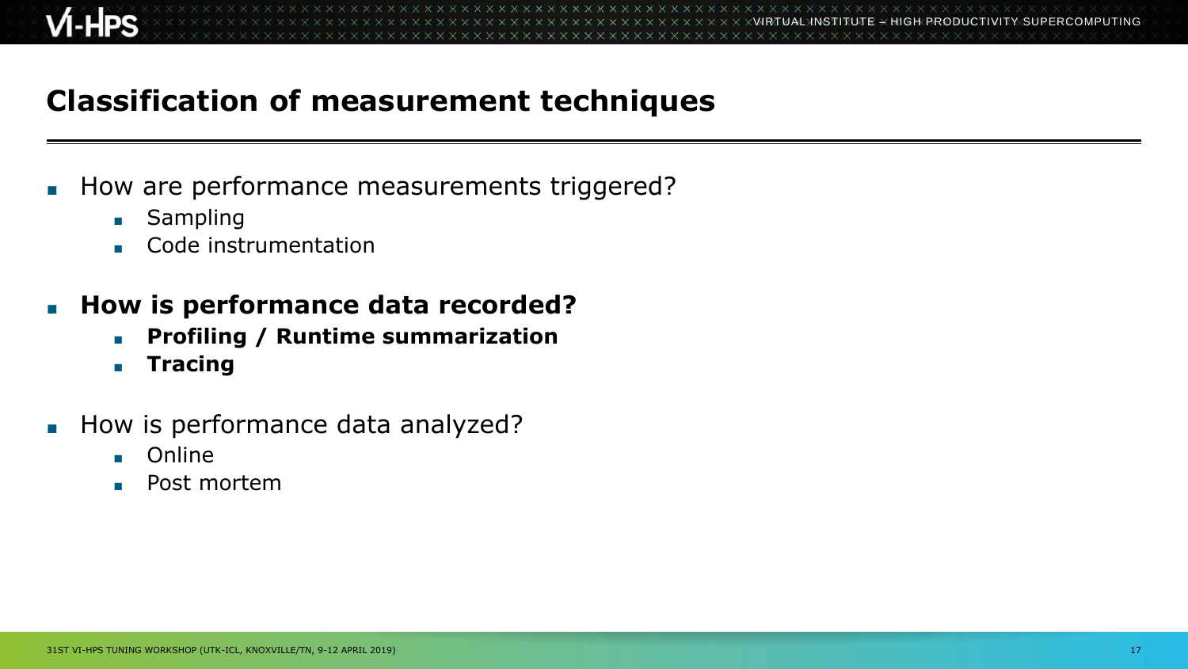# Classification of measurement techniques

- How are performance measurements triggered?
  - Sampling
  - Code instrumentation
- **How is performance data recorded?**
  - **Profiling / Runtime summarization**
  - **Tracing**
- How is performance data analyzed?
  - Online
  - Post mortem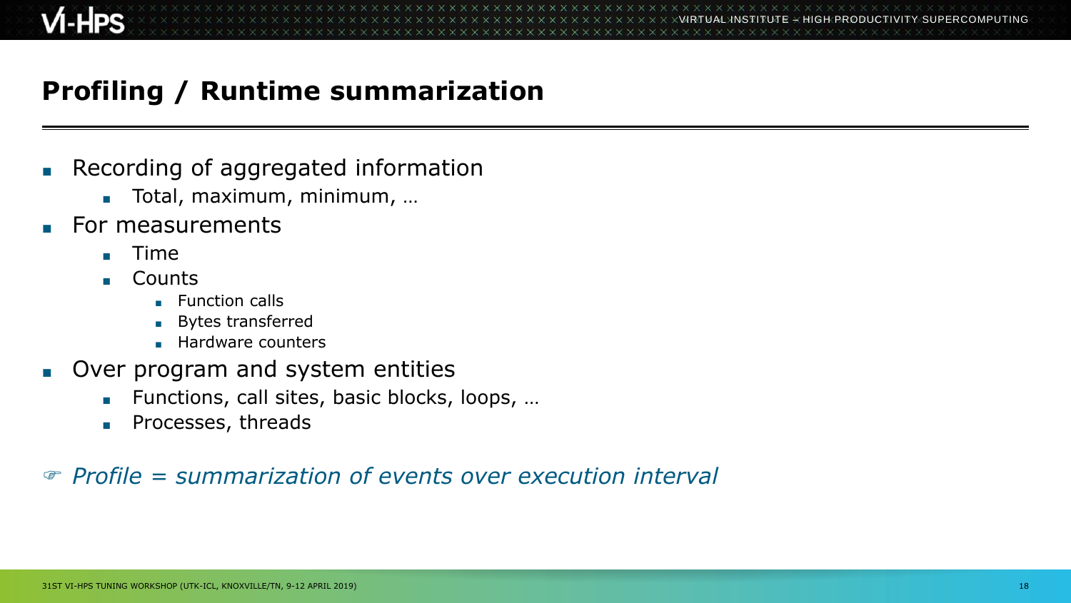# Profiling / Runtime summarization

- Recording of aggregated information
  - Total, maximum, minimum, …
- For measurements
  - Time
  - Counts
    - Function calls
    - Bytes transferred
    - Hardware counters
- Over program and system entities
  - Functions, call sites, basic blocks, loops, …
  - Processes, threads

☞ *Profile = summarization of events over execution interval*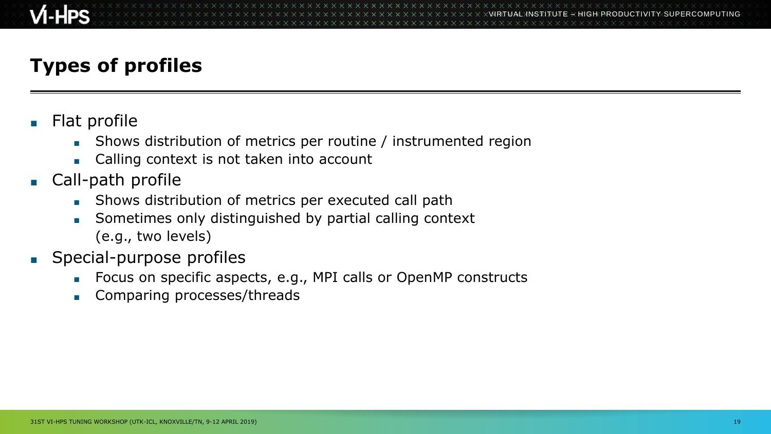# Types of profiles

- Flat profile
  - Shows distribution of metrics per routine / instrumented region
  - Calling context is not taken into account
- Call-path profile
  - Shows distribution of metrics per executed call path
  - Sometimes only distinguished by partial calling context (e.g., two levels)
- Special-purpose profiles
  - Focus on specific aspects, e.g., MPI calls or OpenMP constructs
  - Comparing processes/threads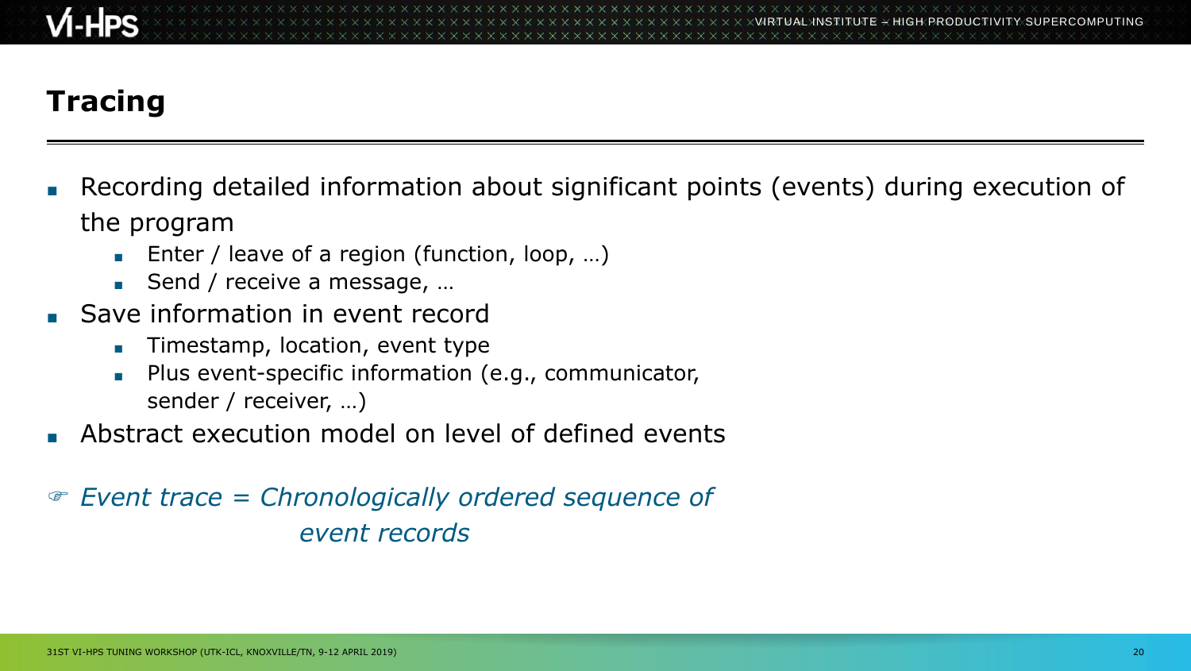# Tracing

- Recording detailed information about significant points (events) during execution of the program
  - Enter / leave of a region (function, loop, …)
  - Send / receive a message, …
- Save information in event record
  - Timestamp, location, event type
  - Plus event-specific information (e.g., communicator, sender / receiver, …)
- Abstract execution model on level of defined events

☞ *Event trace = Chronologically ordered sequence of event records*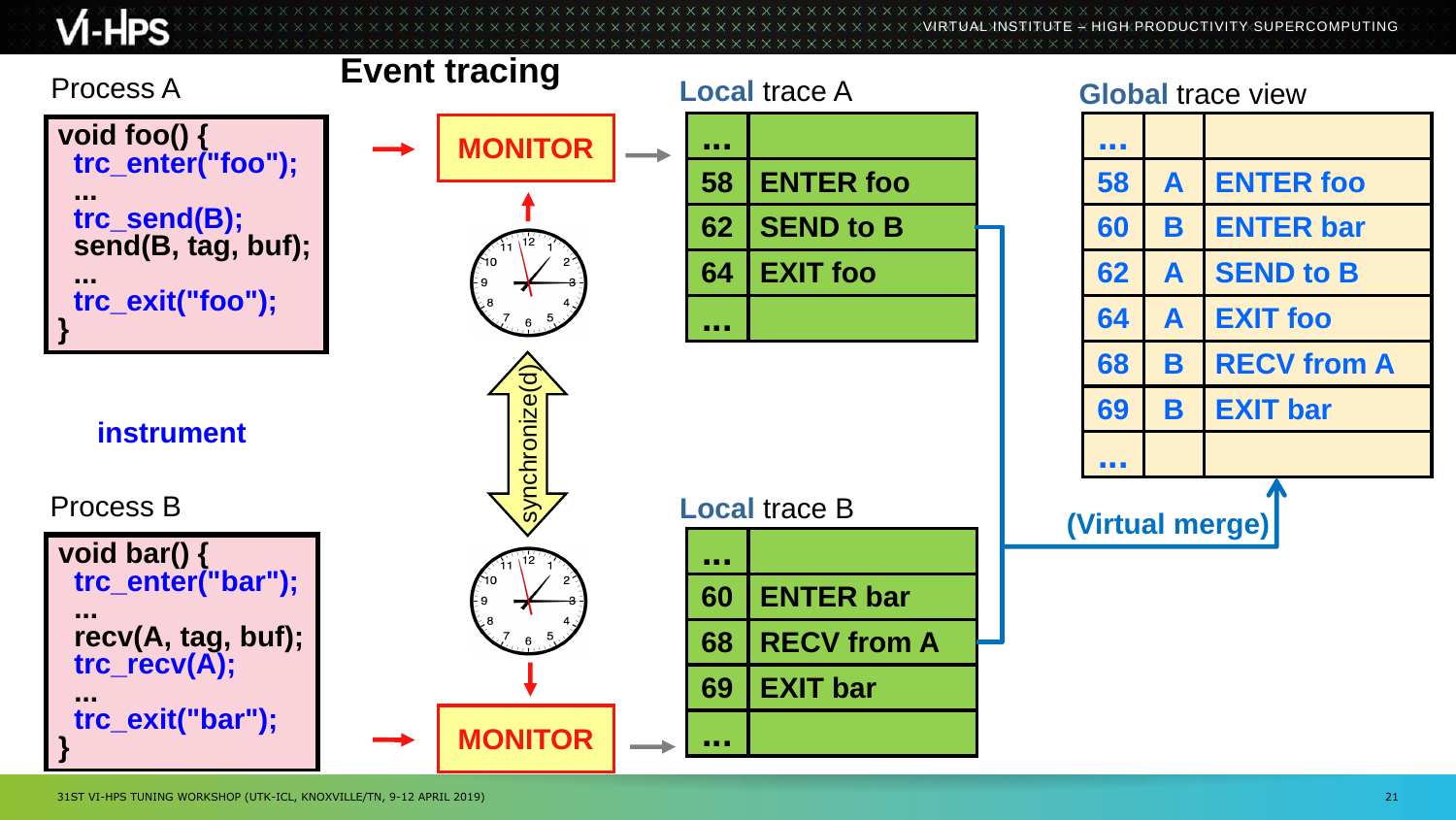# Event tracing

Process A

```
void foo() {
  trc_enter("foo");
  ...
  trc_send(B);
  send(B, tag, buf);
  ...
  trc_exit("foo");
}
```

instrument

Process B

```
void bar() {
  trc_enter("bar");
  ...
  recv(A, tag, buf);
  trc_recv(A);
  ...
  trc_exit("bar");
}
```

MONITOR

synchronize(d)

MONITOR

**Local** trace A

| ... | |
|---|---|
| 58 | ENTER foo |
| 62 | SEND to B |
| 64 | EXIT foo |
| ... | |

**Local** trace B

| ... | |
|---|---|
| 60 | ENTER bar |
| 68 | RECV from A |
| 69 | EXIT bar |
| ... | |

**Global** trace view

| ... | | |
|---|---|---|
| 58 | A | ENTER foo |
| 60 | B | ENTER bar |
| 62 | A | SEND to B |
| 64 | A | EXIT foo |
| 68 | B | RECV from A |
| 69 | B | EXIT bar |
| ... | | |

(Virtual merge)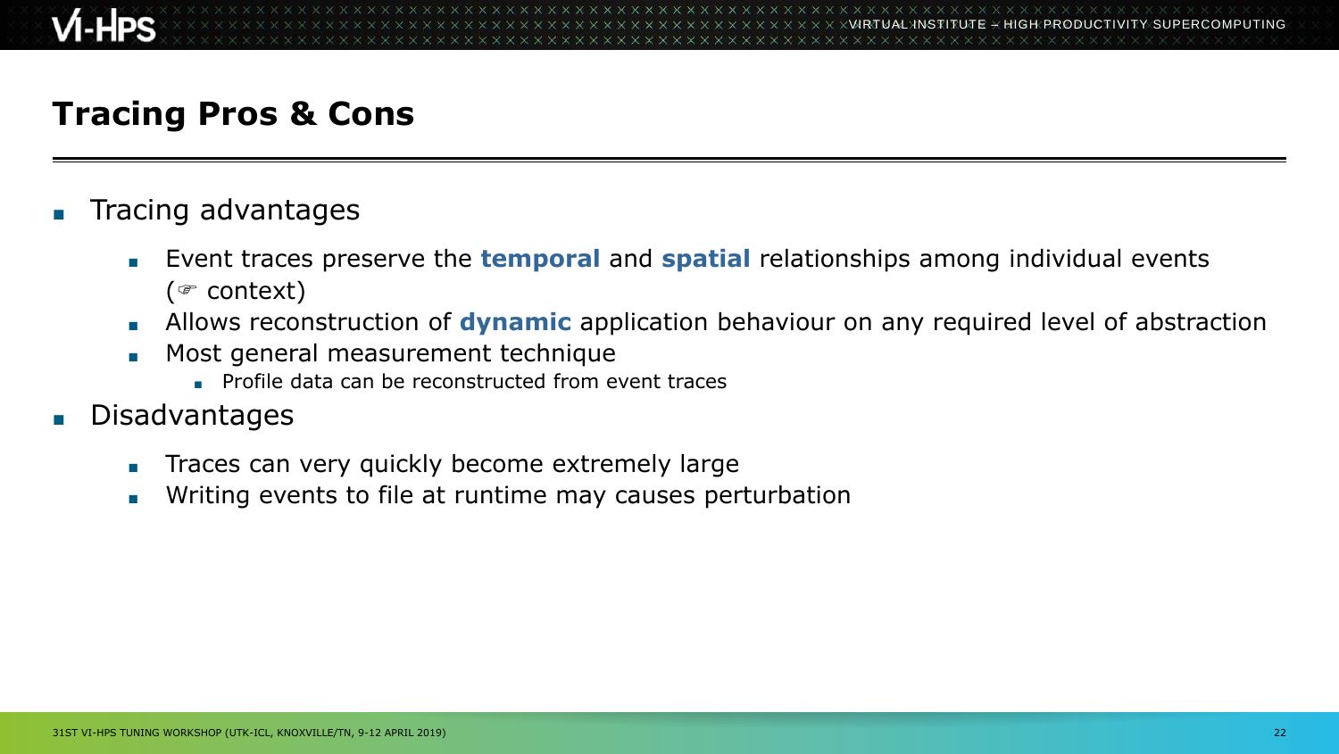# Tracing Pros & Cons

- Tracing advantages
  - Event traces preserve the **temporal** and **spatial** relationships among individual events (☞ context)
  - Allows reconstruction of **dynamic** application behaviour on any required level of abstraction
  - Most general measurement technique
    - Profile data can be reconstructed from event traces
- Disadvantages
  - Traces can very quickly become extremely large
  - Writing events to file at runtime may causes perturbation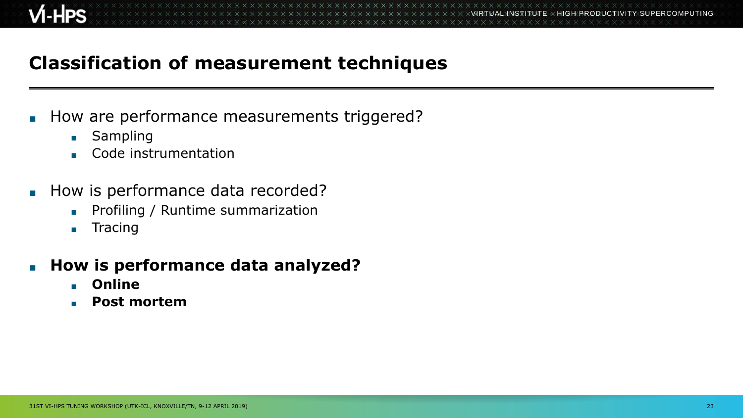# Classification of measurement techniques

- How are performance measurements triggered?
  - Sampling
  - Code instrumentation
- How is performance data recorded?
  - Profiling / Runtime summarization
  - Tracing
- **How is performance data analyzed?**
  - **Online**
  - **Post mortem**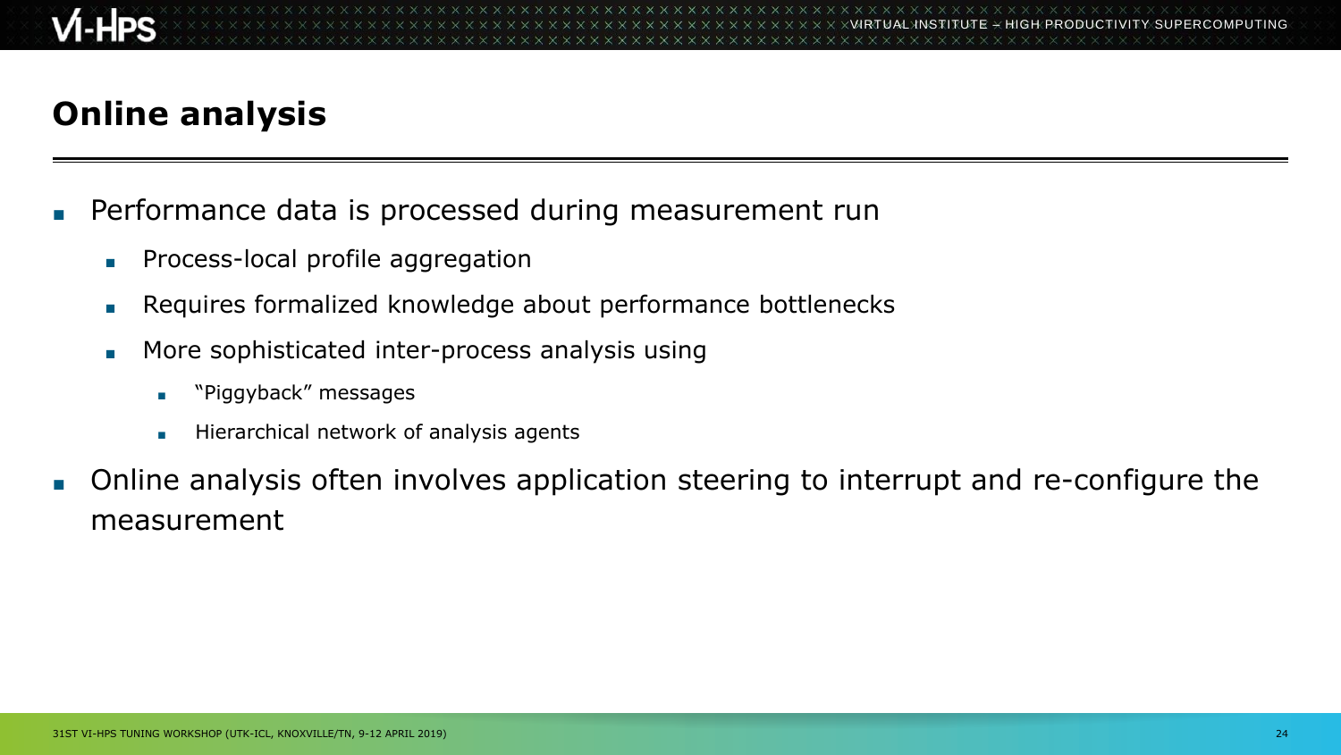## Online analysis

- Performance data is processed during measurement run
  - Process-local profile aggregation
  - Requires formalized knowledge about performance bottlenecks
  - More sophisticated inter-process analysis using
    - "Piggyback" messages
    - Hierarchical network of analysis agents
- Online analysis often involves application steering to interrupt and re-configure the measurement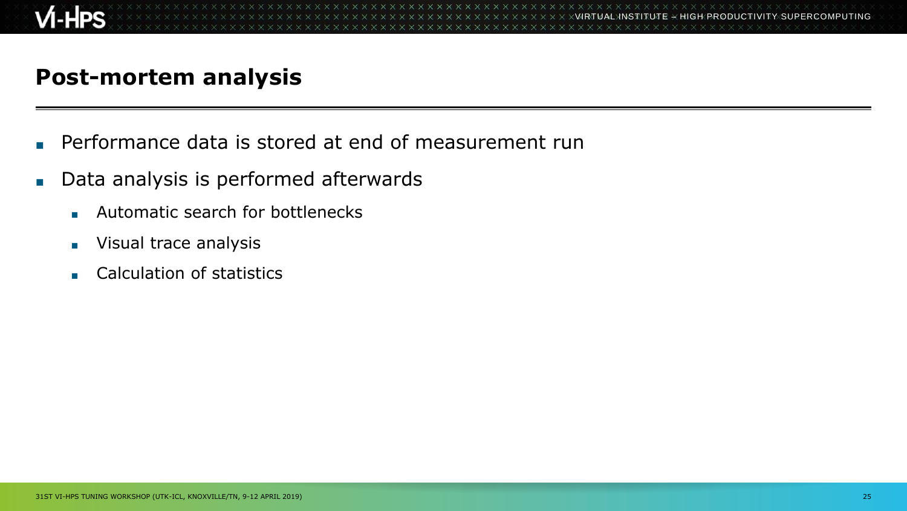# Post-mortem analysis

- Performance data is stored at end of measurement run
- Data analysis is performed afterwards
  - Automatic search for bottlenecks
  - Visual trace analysis
  - Calculation of statistics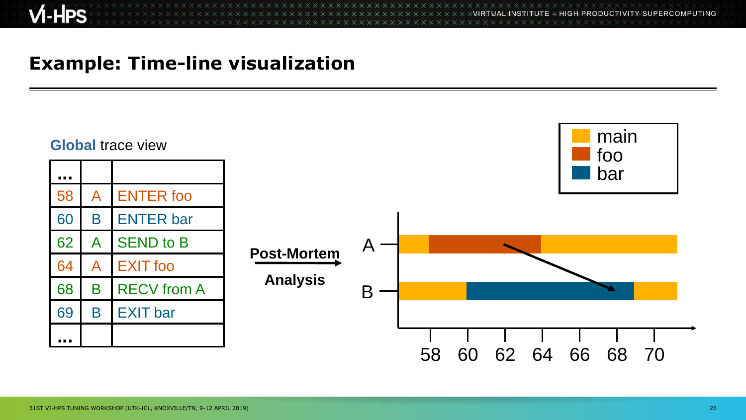# Example: Time-line visualization

**Global** trace view

| ... | | |
|---|---|---|
| 58 | A | ENTER foo |
| 60 | B | ENTER bar |
| 62 | A | SEND to B |
| 64 | A | EXIT foo |
| 68 | B | RECV from A |
| 69 | B | EXIT bar |
| ... | | |

**Post-Mortem Analysis**

main
foo
bar

A
B

58 60 62 64 66 68 70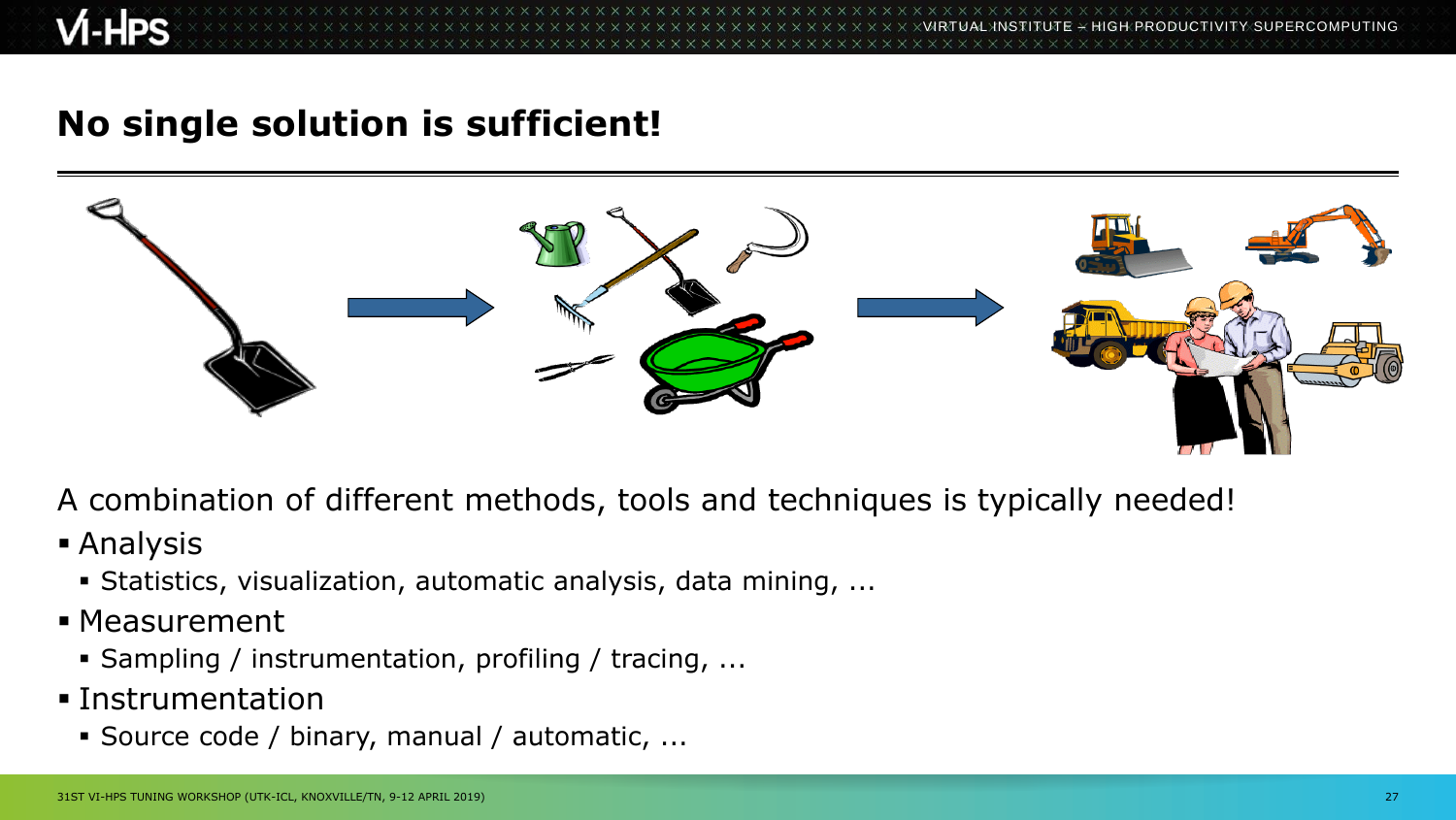# No single solution is sufficient!

A combination of different methods, tools and techniques is typically needed!

- Analysis
  - Statistics, visualization, automatic analysis, data mining, ...
- Measurement
  - Sampling / instrumentation, profiling / tracing, ...
- Instrumentation
  - Source code / binary, manual / automatic, ...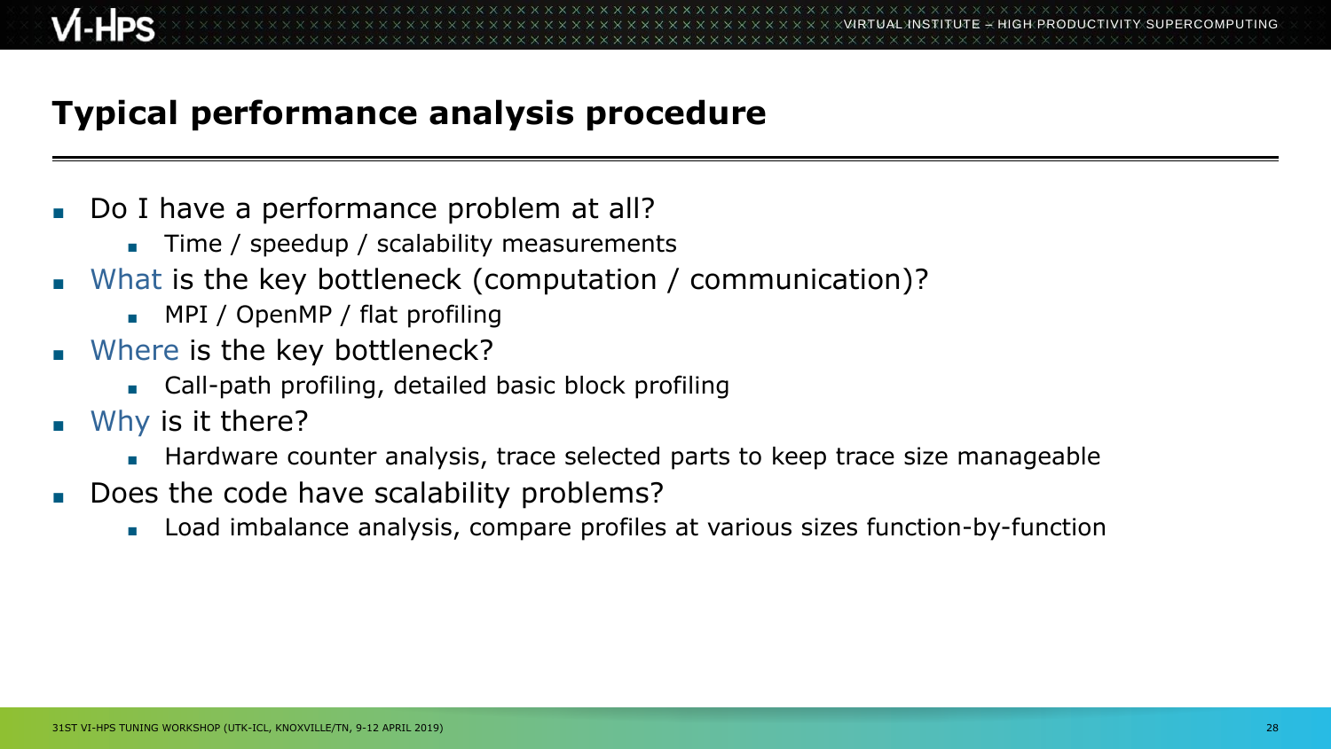# Typical performance analysis procedure

- Do I have a performance problem at all?
  - Time / speedup / scalability measurements
- What is the key bottleneck (computation / communication)?
  - MPI / OpenMP / flat profiling
- Where is the key bottleneck?
  - Call-path profiling, detailed basic block profiling
- Why is it there?
  - Hardware counter analysis, trace selected parts to keep trace size manageable
- Does the code have scalability problems?
  - Load imbalance analysis, compare profiles at various sizes function-by-function